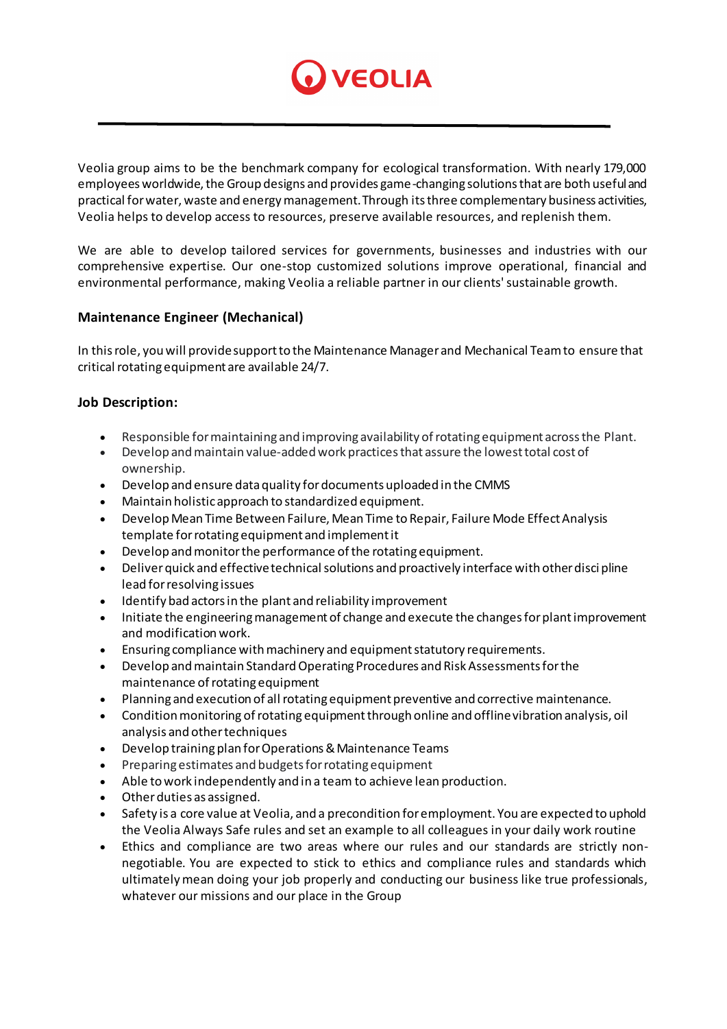VEOLIA

Veolia group aims to be the benchmark company for ecological transformation. With nearly 179,000 employees worldwide, the Group designs and provides game-changing solutions that are both useful and practical for water, waste and energy management. Through its three complementary business activities, Veolia helps to develop access to resources, preserve available resources, and replenish them.

We are able to develop tailored services for governments, businesses and industries with our comprehensive expertise. Our one-stop customized solutions improve operational, financial and environmental performance, making Veolia a reliable partner in our clients' sustainable growth.

### Maintenance Engineer (Mechanical)

In this role, you will provide support to the Maintenance Manager and Mechanical Team to ensure that critical rotating equipment are available 24/7.

### Job Description:

- Responsible for maintaining and improving availability of rotating equipment across the Plant.
- Develop and maintain value-added work practices that assure the lowest total cost of ownership.
- Develop and ensure data quality for documents uploaded in the CMMS
- Maintain holistic approach to standardized equipment.
- Develop Mean Time Between Failure, Mean Time to Repair, Failure Mode Effect Analysis template for rotating equipment and implement it
- Develop and monitor the performance of the rotating equipment.
- Deliver quick and effective technical solutions and proactively interface with other discipline lead for resolving issues
- Identify bad actors in the plant and reliability improvement
- Initiate the engineering management of change and execute the changes for plant improvement and modification work.
- Ensuring compliance with machinery and equipment statutory requirements.
- Develop and maintain Standard Operating Procedures and Risk Assessments for the maintenance of rotating equipment
- Planning and execution of all rotating equipment preventive and corrective maintenance.
- Condition monitoring of rotating equipment through online and offline vibration analysis, oil analysis and other techniques
- Develop training plan for Operations & Maintenance Teams
- Preparing estimates and budgets for rotating equipment
- Able to work independently and in a team to achieve lean production.
- Other duties as assigned.
- Safety is a core value at Veolia, and a precondition for employment. You are expected to uphold the Veolia Always Safe rules and set an example to all colleagues in your daily work routine
- Ethics and compliance are two areas where our rules and our standards are strictly non-negotiable. You are expected to stick to ethics and compliance rules and standards which ultimately mean doing your job properly and conducting our business like true professionals, whatever our missions and our place in the Group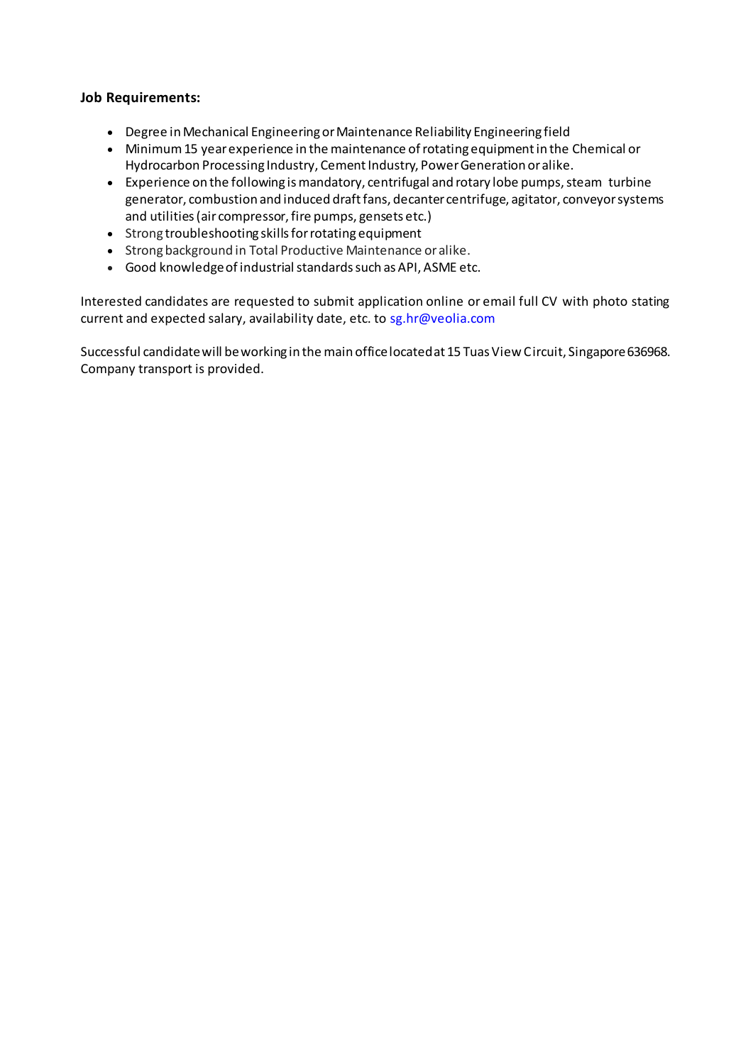**Job Requirements:**

- Degree in Mechanical Engineering or Maintenance Reliability Engineering field
- Minimum 15 year experience in the maintenance of rotating equipment in the Chemical or Hydrocarbon Processing Industry, Cement Industry, Power Generation or alike.
- Experience on the following is mandatory, centrifugal and rotary lobe pumps, steam turbine generator, combustion and induced draft fans, decanter centrifuge, agitator, conveyor systems and utilities (air compressor, fire pumps, gensets etc.)
- Strong troubleshooting skills for rotating equipment
- Strong background in Total Productive Maintenance or alike.
- Good knowledge of industrial standards such as API, ASME etc.

Interested candidates are requested to submit application online or email full CV with photo stating current and expected salary, availability date, etc. to sg.hr@veolia.com

Successful candidate will be working in the main office located at 15 Tuas View Circuit, Singapore 636968. Company transport is provided.